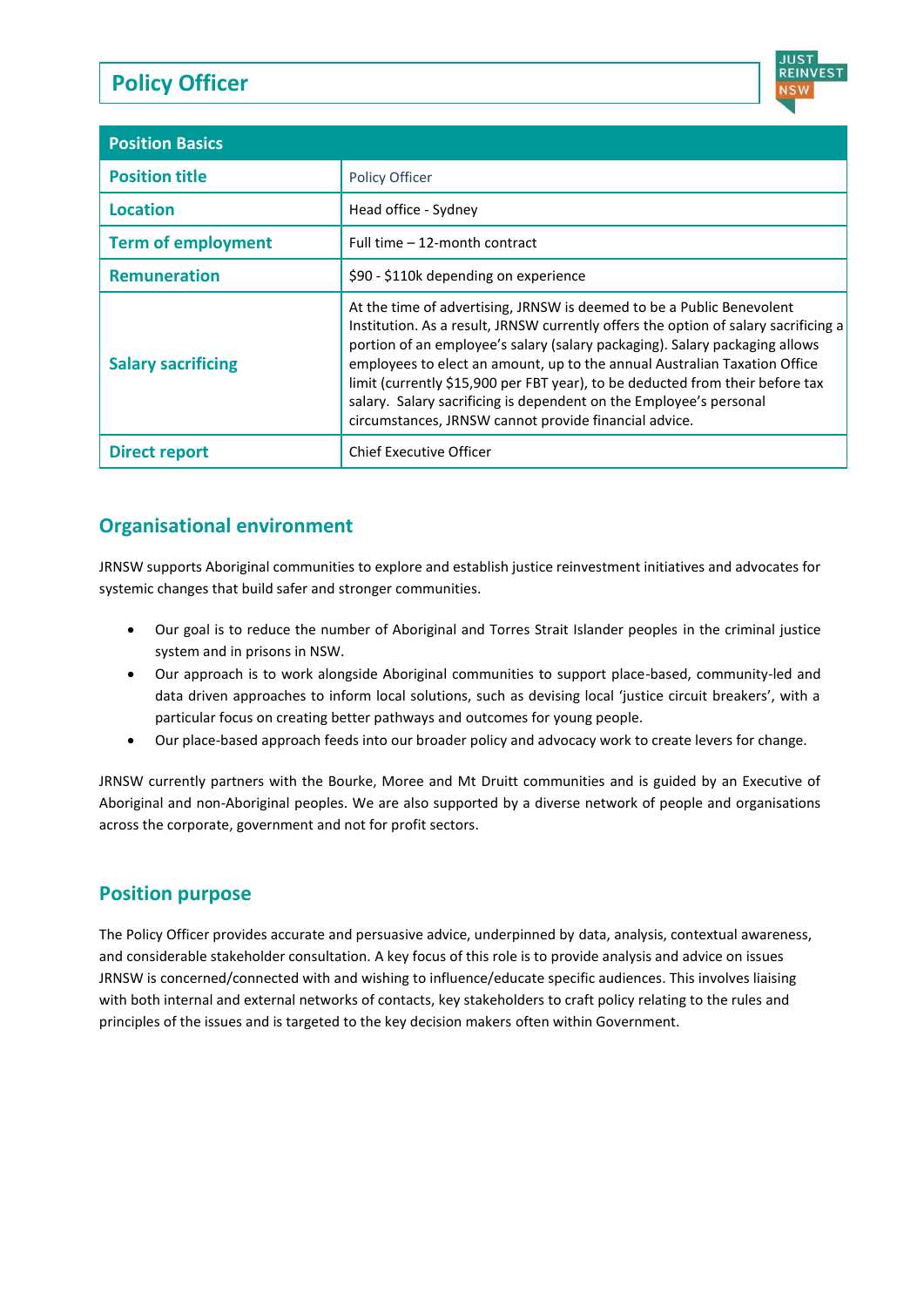# Policy Officer

| Position Basics | |
|---|---|
| **Position title** | Policy Officer |
| **Location** | Head office - Sydney |
| **Term of employment** | Full time – 12-month contract |
| **Remuneration** | $90 - $110k depending on experience |
| **Salary sacrificing** | At the time of advertising, JRNSW is deemed to be a Public Benevolent Institution. As a result, JRNSW currently offers the option of salary sacrificing a portion of an employee's salary (salary packaging). Salary packaging allows employees to elect an amount, up to the annual Australian Taxation Office limit (currently $15,900 per FBT year), to be deducted from their before tax salary. Salary sacrificing is dependent on the Employee's personal circumstances, JRNSW cannot provide financial advice. |
| **Direct report** | Chief Executive Officer |

## Organisational environment

JRNSW supports Aboriginal communities to explore and establish justice reinvestment initiatives and advocates for systemic changes that build safer and stronger communities.

- Our goal is to reduce the number of Aboriginal and Torres Strait Islander peoples in the criminal justice system and in prisons in NSW.
- Our approach is to work alongside Aboriginal communities to support place-based, community-led and data driven approaches to inform local solutions, such as devising local 'justice circuit breakers', with a particular focus on creating better pathways and outcomes for young people.
- Our place-based approach feeds into our broader policy and advocacy work to create levers for change.

JRNSW currently partners with the Bourke, Moree and Mt Druitt communities and is guided by an Executive of Aboriginal and non-Aboriginal peoples. We are also supported by a diverse network of people and organisations across the corporate, government and not for profit sectors.

## Position purpose

The Policy Officer provides accurate and persuasive advice, underpinned by data, analysis, contextual awareness, and considerable stakeholder consultation. A key focus of this role is to provide analysis and advice on issues JRNSW is concerned/connected with and wishing to influence/educate specific audiences. This involves liaising with both internal and external networks of contacts, key stakeholders to craft policy relating to the rules and principles of the issues and is targeted to the key decision makers often within Government.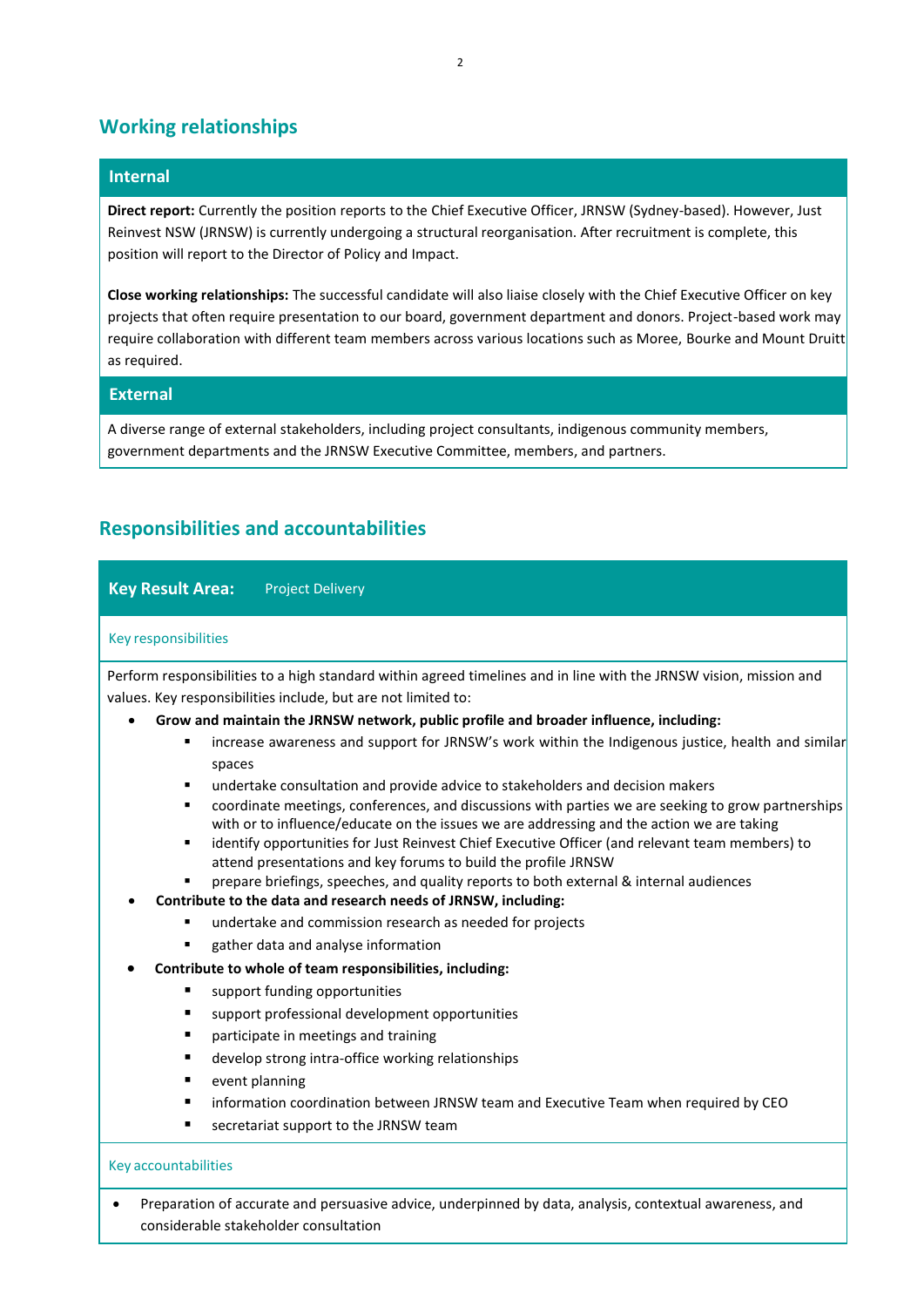## Working relationships

### Internal

**Direct report:** Currently the position reports to the Chief Executive Officer, JRNSW (Sydney-based). However, Just Reinvest NSW (JRNSW) is currently undergoing a structural reorganisation. After recruitment is complete, this position will report to the Director of Policy and Impact.

**Close working relationships:** The successful candidate will also liaise closely with the Chief Executive Officer on key projects that often require presentation to our board, government department and donors. Project-based work may require collaboration with different team members across various locations such as Moree, Bourke and Mount Druitt as required.

### External

A diverse range of external stakeholders, including project consultants, indigenous community members, government departments and the JRNSW Executive Committee, members, and partners.

## Responsibilities and accountabilities

### Key Result Area: Project Delivery

#### Key responsibilities

Perform responsibilities to a high standard within agreed timelines and in line with the JRNSW vision, mission and values. Key responsibilities include, but are not limited to:

- **Grow and maintain the JRNSW network, public profile and broader influence, including:**
  - increase awareness and support for JRNSW's work within the Indigenous justice, health and similar spaces
  - undertake consultation and provide advice to stakeholders and decision makers
  - coordinate meetings, conferences, and discussions with parties we are seeking to grow partnerships with or to influence/educate on the issues we are addressing and the action we are taking
  - identify opportunities for Just Reinvest Chief Executive Officer (and relevant team members) to attend presentations and key forums to build the profile JRNSW
  - prepare briefings, speeches, and quality reports to both external & internal audiences
- **Contribute to the data and research needs of JRNSW, including:**
  - undertake and commission research as needed for projects
  - gather data and analyse information
- **Contribute to whole of team responsibilities, including:**
  - support funding opportunities
  - support professional development opportunities
  - participate in meetings and training
  - develop strong intra-office working relationships
  - event planning
  - information coordination between JRNSW team and Executive Team when required by CEO
  - secretariat support to the JRNSW team

#### Key accountabilities

- Preparation of accurate and persuasive advice, underpinned by data, analysis, contextual awareness, and considerable stakeholder consultation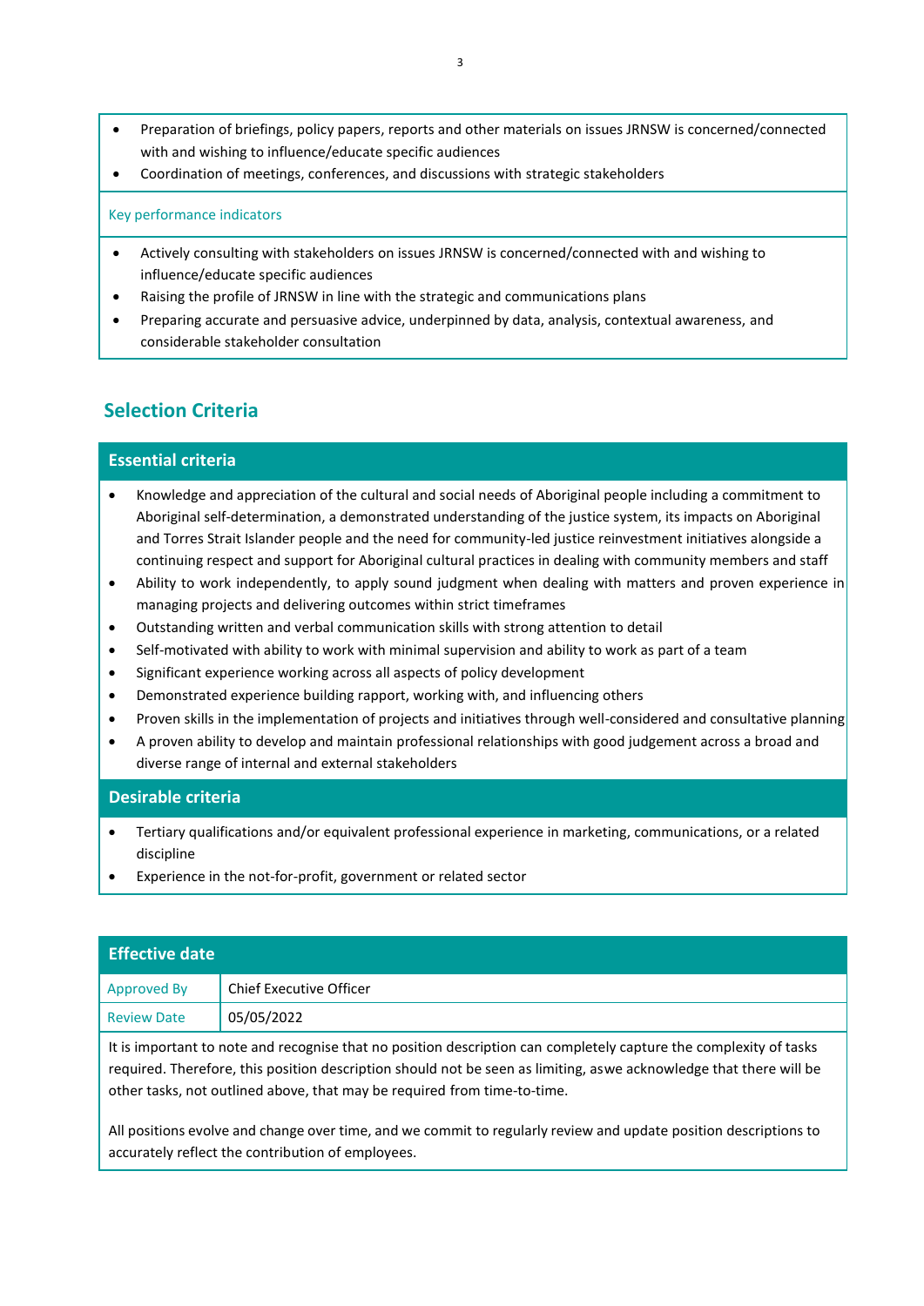- Preparation of briefings, policy papers, reports and other materials on issues JRNSW is concerned/connected with and wishing to influence/educate specific audiences
- Coordination of meetings, conferences, and discussions with strategic stakeholders

Key performance indicators

- Actively consulting with stakeholders on issues JRNSW is concerned/connected with and wishing to influence/educate specific audiences
- Raising the profile of JRNSW in line with the strategic and communications plans
- Preparing accurate and persuasive advice, underpinned by data, analysis, contextual awareness, and considerable stakeholder consultation

## Selection Criteria

### Essential criteria

- Knowledge and appreciation of the cultural and social needs of Aboriginal people including a commitment to Aboriginal self-determination, a demonstrated understanding of the justice system, its impacts on Aboriginal and Torres Strait Islander people and the need for community-led justice reinvestment initiatives alongside a continuing respect and support for Aboriginal cultural practices in dealing with community members and staff
- Ability to work independently, to apply sound judgment when dealing with matters and proven experience in managing projects and delivering outcomes within strict timeframes
- Outstanding written and verbal communication skills with strong attention to detail
- Self-motivated with ability to work with minimal supervision and ability to work as part of a team
- Significant experience working across all aspects of policy development
- Demonstrated experience building rapport, working with, and influencing others
- Proven skills in the implementation of projects and initiatives through well-considered and consultative planning
- A proven ability to develop and maintain professional relationships with good judgement across a broad and diverse range of internal and external stakeholders

### Desirable criteria

- Tertiary qualifications and/or equivalent professional experience in marketing, communications, or a related discipline
- Experience in the not-for-profit, government or related sector

### Effective date

| | |
|---|---|
| Approved By | Chief Executive Officer |
| Review Date | 05/05/2022 |

It is important to note and recognise that no position description can completely capture the complexity of tasks required. Therefore, this position description should not be seen as limiting, aswe acknowledge that there will be other tasks, not outlined above, that may be required from time-to-time.

All positions evolve and change over time, and we commit to regularly review and update position descriptions to accurately reflect the contribution of employees.